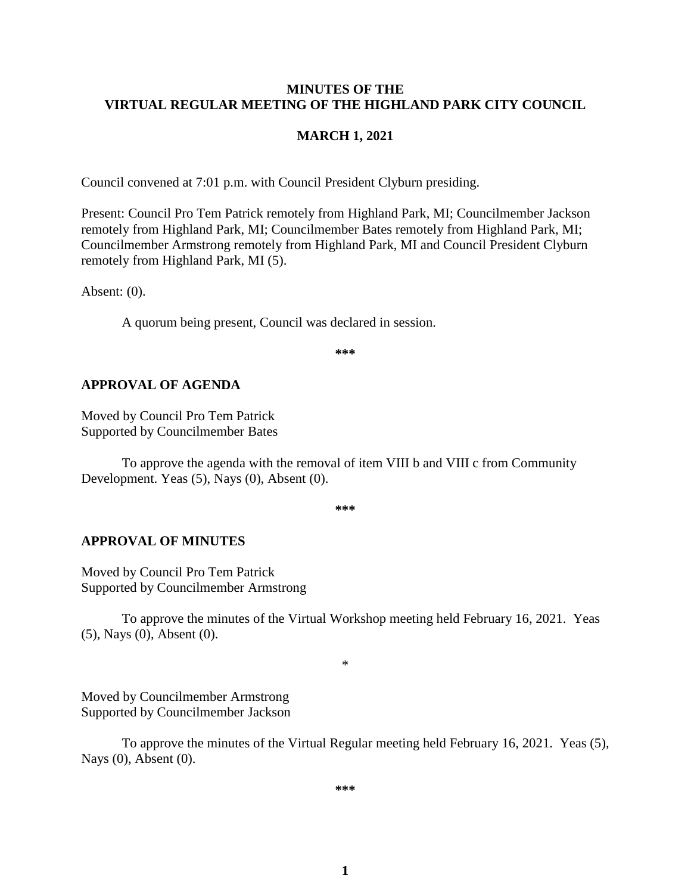# MINUTES OF THE
# VIRTUAL REGULAR MEETING OF THE HIGHLAND PARK CITY COUNCIL

## MARCH 1, 2021

Council convened at 7:01 p.m. with Council President Clyburn presiding.

Present: Council Pro Tem Patrick remotely from Highland Park, MI; Councilmember Jackson remotely from Highland Park, MI; Councilmember Bates remotely from Highland Park, MI; Councilmember Armstrong remotely from Highland Park, MI and Council President Clyburn remotely from Highland Park, MI (5).

Absent: (0).

A quorum being present, Council was declared in session.

***

## APPROVAL OF AGENDA

Moved by Council Pro Tem Patrick
Supported by Councilmember Bates

To approve the agenda with the removal of item VIII b and VIII c from Community Development. Yeas (5), Nays (0), Absent (0).

***

## APPROVAL OF MINUTES

Moved by Council Pro Tem Patrick
Supported by Councilmember Armstrong

To approve the minutes of the Virtual Workshop meeting held February 16, 2021. Yeas (5), Nays (0), Absent (0).

*

Moved by Councilmember Armstrong
Supported by Councilmember Jackson

To approve the minutes of the Virtual Regular meeting held February 16, 2021. Yeas (5), Nays (0), Absent (0).

***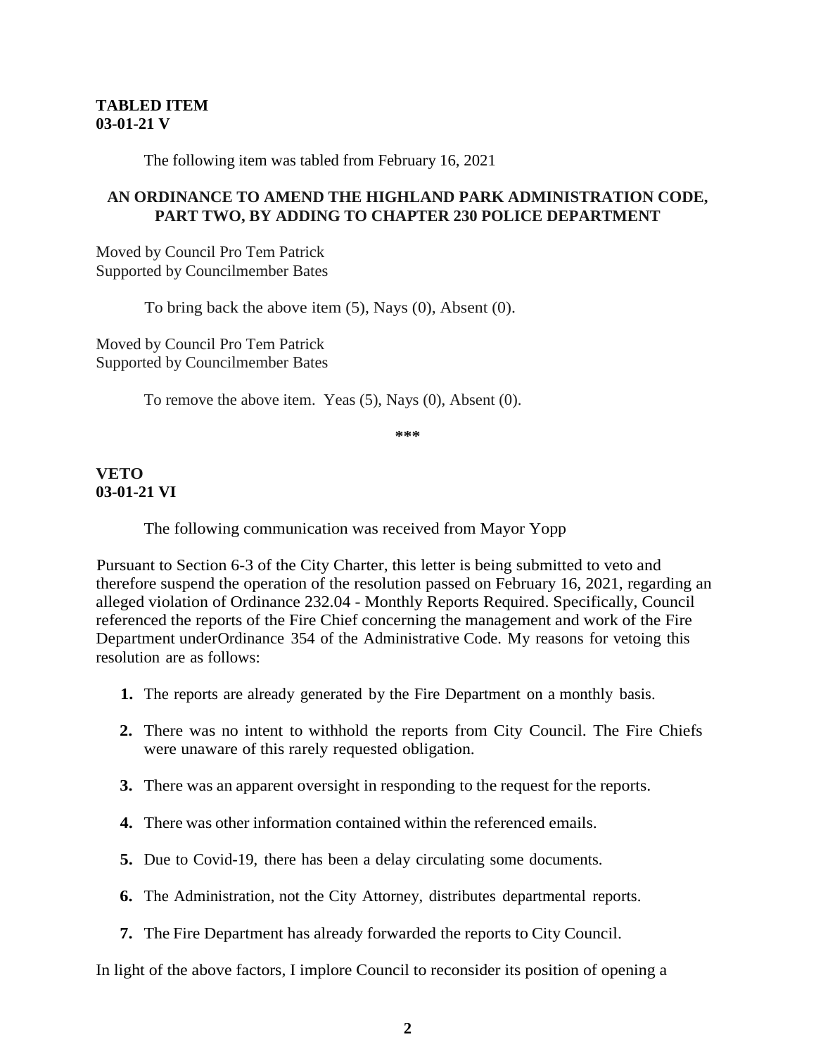**TABLED ITEM**
**03-01-21 V**

The following item was tabled from February 16, 2021

**AN ORDINANCE TO AMEND THE HIGHLAND PARK ADMINISTRATION CODE, PART TWO, BY ADDING TO CHAPTER 230 POLICE DEPARTMENT**

Moved by Council Pro Tem Patrick
Supported by Councilmember Bates

To bring back the above item (5), Nays (0), Absent (0).

Moved by Council Pro Tem Patrick
Supported by Councilmember Bates

To remove the above item. Yeas (5), Nays (0), Absent (0).

***

**VETO**
**03-01-21 VI**

The following communication was received from Mayor Yopp

Pursuant to Section 6-3 of the City Charter, this letter is being submitted to veto and therefore suspend the operation of the resolution passed on February 16, 2021, regarding an alleged violation of Ordinance 232.04 - Monthly Reports Required. Specifically, Council referenced the reports of the Fire Chief concerning the management and work of the Fire Department underOrdinance 354 of the Administrative Code. My reasons for vetoing this resolution are as follows:

1. The reports are already generated by the Fire Department on a monthly basis.
2. There was no intent to withhold the reports from City Council. The Fire Chiefs were unaware of this rarely requested obligation.
3. There was an apparent oversight in responding to the request for the reports.
4. There was other information contained within the referenced emails.
5. Due to Covid-19, there has been a delay circulating some documents.
6. The Administration, not the City Attorney, distributes departmental reports.
7. The Fire Department has already forwarded the reports to City Council.

In light of the above factors, I implore Council to reconsider its position of opening a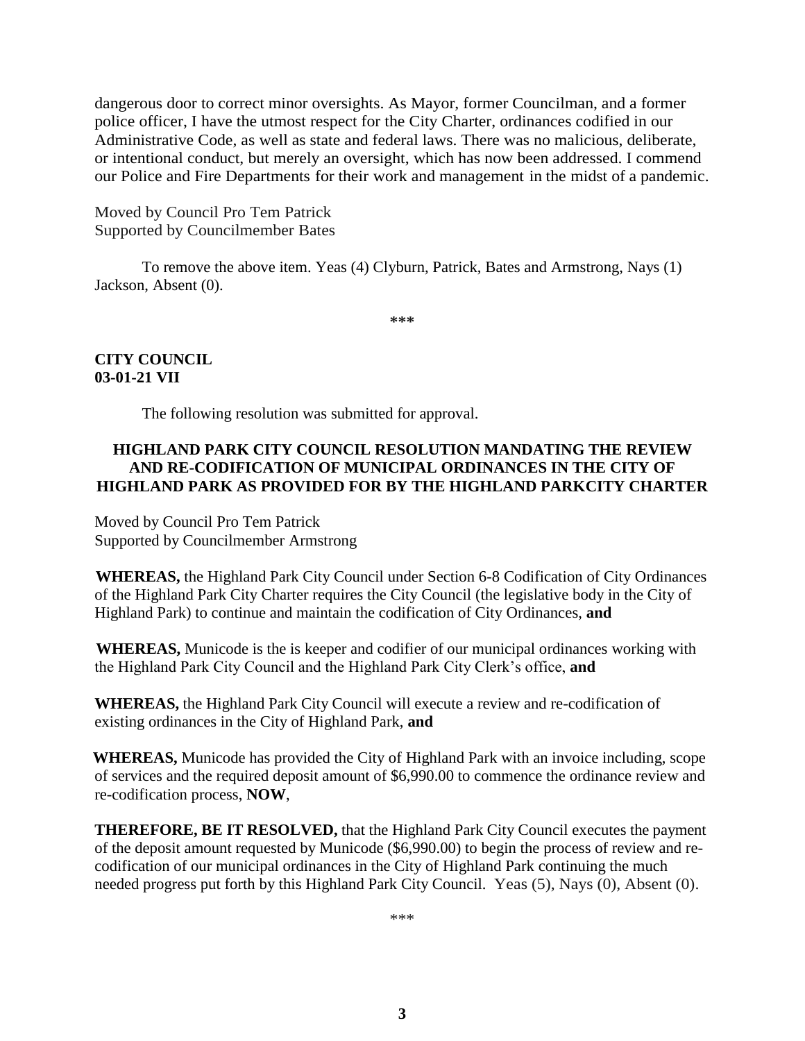dangerous door to correct minor oversights. As Mayor, former Councilman, and a former police officer, I have the utmost respect for the City Charter, ordinances codified in our Administrative Code, as well as state and federal laws. There was no malicious, deliberate, or intentional conduct, but merely an oversight, which has now been addressed. I commend our Police and Fire Departments for their work and management in the midst of a pandemic.

Moved by Council Pro Tem Patrick
Supported by Councilmember Bates

To remove the above item. Yeas (4) Clyburn, Patrick, Bates and Armstrong, Nays (1) Jackson, Absent (0).

\*\*\*

**CITY COUNCIL**
**03-01-21 VII**

The following resolution was submitted for approval.

**HIGHLAND PARK CITY COUNCIL RESOLUTION MANDATING THE REVIEW AND RE-CODIFICATION OF MUNICIPAL ORDINANCES IN THE CITY OF HIGHLAND PARK AS PROVIDED FOR BY THE HIGHLAND PARKCITY CHARTER**

Moved by Council Pro Tem Patrick
Supported by Councilmember Armstrong

**WHEREAS,** the Highland Park City Council under Section 6-8 Codification of City Ordinances of the Highland Park City Charter requires the City Council (the legislative body in the City of Highland Park) to continue and maintain the codification of City Ordinances, **and**

**WHEREAS,** Municode is the is keeper and codifier of our municipal ordinances working with the Highland Park City Council and the Highland Park City Clerk's office, **and**

**WHEREAS,** the Highland Park City Council will execute a review and re-codification of existing ordinances in the City of Highland Park, **and**

**WHEREAS,** Municode has provided the City of Highland Park with an invoice including, scope of services and the required deposit amount of $6,990.00 to commence the ordinance review and re-codification process, **NOW**,

**THEREFORE, BE IT RESOLVED,** that the Highland Park City Council executes the payment of the deposit amount requested by Municode ($6,990.00) to begin the process of review and re-codification of our municipal ordinances in the City of Highland Park continuing the much needed progress put forth by this Highland Park City Council. Yeas (5), Nays (0), Absent (0).

\*\*\*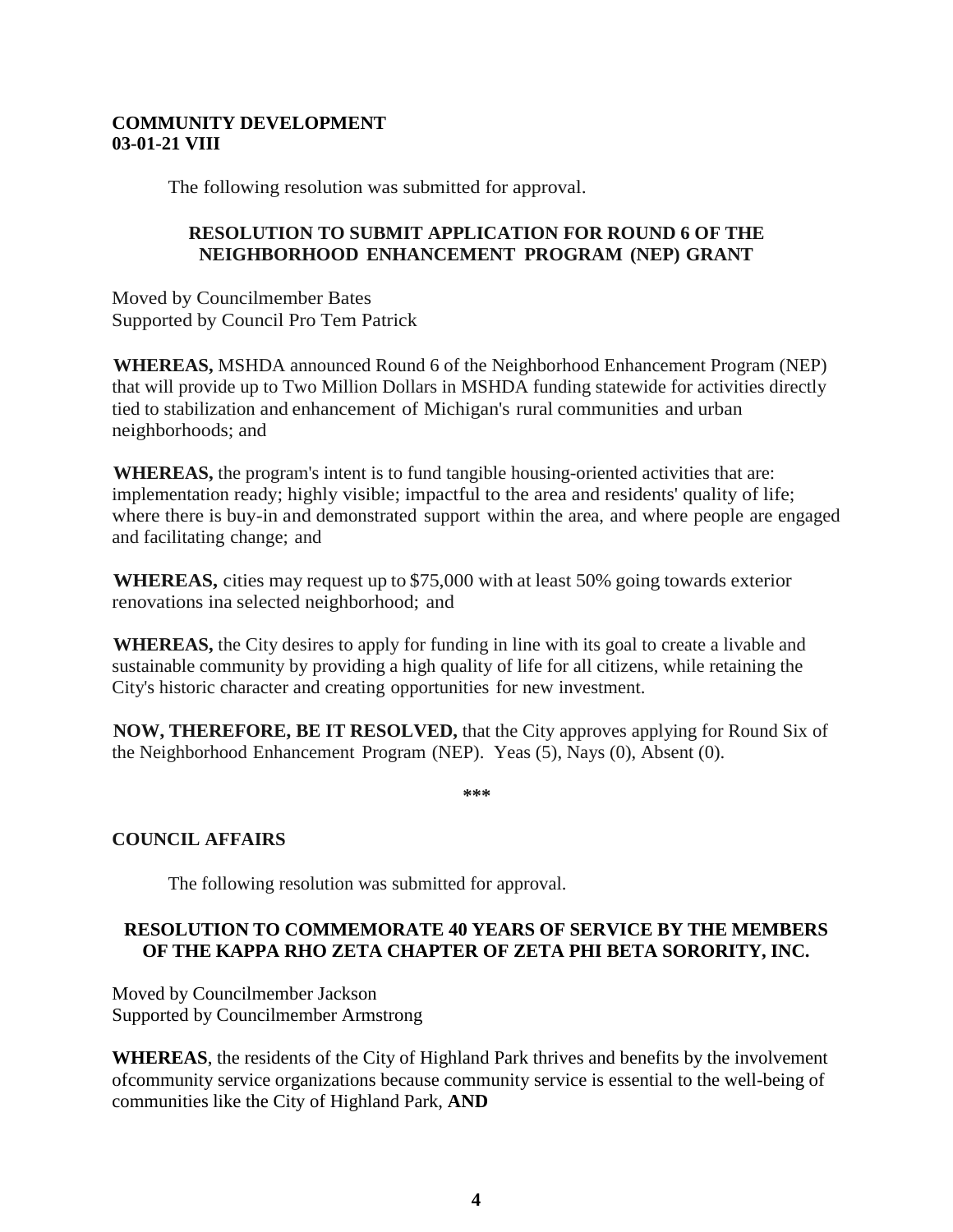**COMMUNITY DEVELOPMENT**
**03-01-21 VIII**

The following resolution was submitted for approval.

**RESOLUTION TO SUBMIT APPLICATION FOR ROUND 6 OF THE NEIGHBORHOOD ENHANCEMENT PROGRAM (NEP) GRANT**

Moved by Councilmember Bates
Supported by Council Pro Tem Patrick

**WHEREAS,** MSHDA announced Round 6 of the Neighborhood Enhancement Program (NEP) that will provide up to Two Million Dollars in MSHDA funding statewide for activities directly tied to stabilization and enhancement of Michigan's rural communities and urban neighborhoods; and

**WHEREAS,** the program's intent is to fund tangible housing-oriented activities that are: implementation ready; highly visible; impactful to the area and residents' quality of life; where there is buy-in and demonstrated support within the area, and where people are engaged and facilitating change; and

**WHEREAS,** cities may request up to $75,000 with at least 50% going towards exterior renovations ina selected neighborhood; and

**WHEREAS,** the City desires to apply for funding in line with its goal to create a livable and sustainable community by providing a high quality of life for all citizens, while retaining the City's historic character and creating opportunities for new investment.

**NOW, THEREFORE, BE IT RESOLVED,** that the City approves applying for Round Six of the Neighborhood Enhancement Program (NEP). Yeas (5), Nays (0), Absent (0).

***

**COUNCIL AFFAIRS**

The following resolution was submitted for approval.

**RESOLUTION TO COMMEMORATE 40 YEARS OF SERVICE BY THE MEMBERS OF THE KAPPA RHO ZETA CHAPTER OF ZETA PHI BETA SORORITY, INC.**

Moved by Councilmember Jackson
Supported by Councilmember Armstrong

**WHEREAS**, the residents of the City of Highland Park thrives and benefits by the involvement ofcommunity service organizations because community service is essential to the well-being of communities like the City of Highland Park, **AND**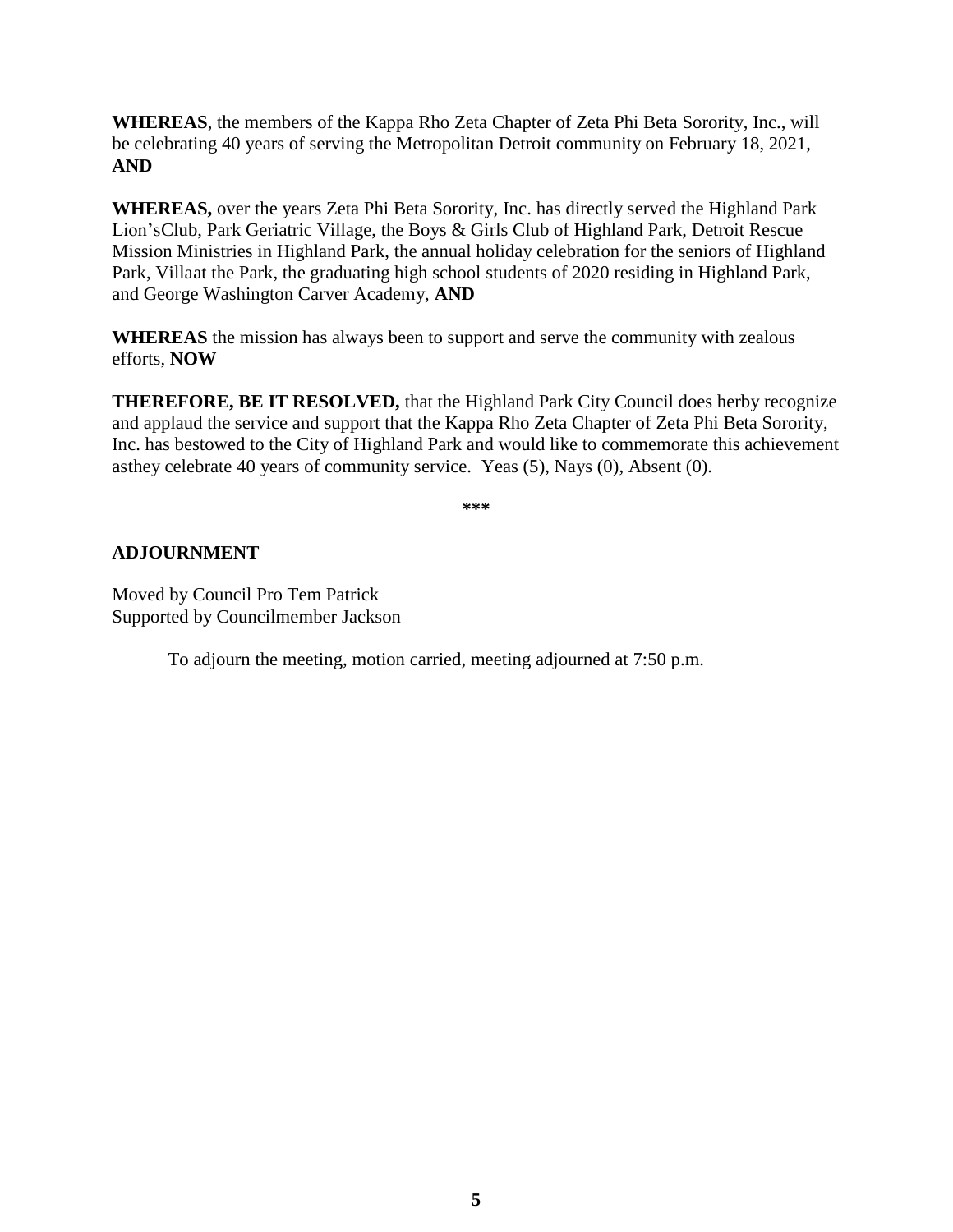**WHEREAS**, the members of the Kappa Rho Zeta Chapter of Zeta Phi Beta Sorority, Inc., will be celebrating 40 years of serving the Metropolitan Detroit community on February 18, 2021, **AND**

**WHEREAS,** over the years Zeta Phi Beta Sorority, Inc. has directly served the Highland Park Lion'sClub, Park Geriatric Village, the Boys & Girls Club of Highland Park, Detroit Rescue Mission Ministries in Highland Park, the annual holiday celebration for the seniors of Highland Park, Villaat the Park, the graduating high school students of 2020 residing in Highland Park, and George Washington Carver Academy, **AND**

**WHEREAS** the mission has always been to support and serve the community with zealous efforts, **NOW**

**THEREFORE, BE IT RESOLVED,** that the Highland Park City Council does herby recognize and applaud the service and support that the Kappa Rho Zeta Chapter of Zeta Phi Beta Sorority, Inc. has bestowed to the City of Highland Park and would like to commemorate this achievement asthey celebrate 40 years of community service. Yeas (5), Nays (0), Absent (0).

**\*\*\***

## ADJOURNMENT

Moved by Council Pro Tem Patrick
Supported by Councilmember Jackson

To adjourn the meeting, motion carried, meeting adjourned at 7:50 p.m.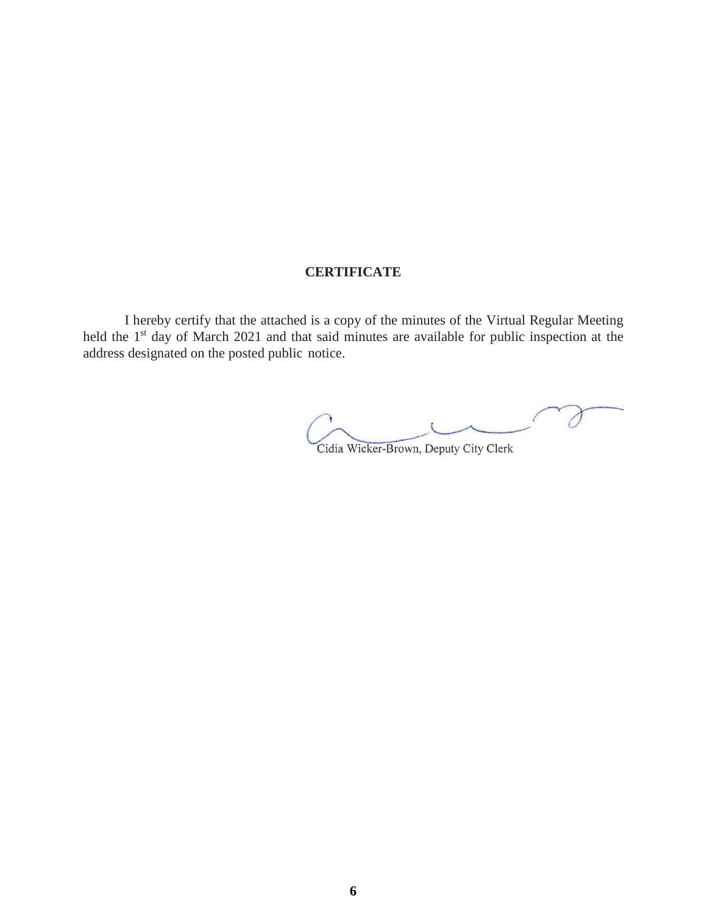**CERTIFICATE**

I hereby certify that the attached is a copy of the minutes of the Virtual Regular Meeting held the 1st day of March 2021 and that said minutes are available for public inspection at the address designated on the posted public notice.

Cidia Wicker-Brown, Deputy City Clerk